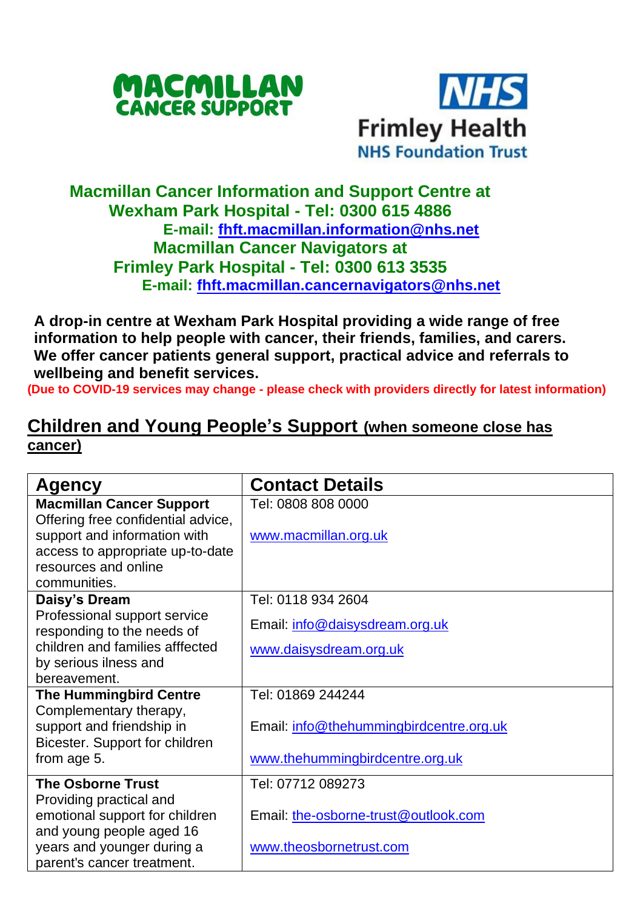MACMILLAN CANCER SUPPORT

NHS Frimley Health NHS Foundation Trust

**Macmillan Cancer Information and Support Centre at Wexham Park Hospital - Tel: 0300 615 4886**
**E-mail: fhft.macmillan.information@nhs.net**
**Macmillan Cancer Navigators at Frimley Park Hospital - Tel: 0300 613 3535**
**E-mail: fhft.macmillan.cancernavigators@nhs.net**

**A drop-in centre at Wexham Park Hospital providing a wide range of free information to help people with cancer, their friends, families, and carers. We offer cancer patients general support, practical advice and referrals to wellbeing and benefit services.**

**(Due to COVID-19 services may change - please check with providers directly for latest information)**

## Children and Young People's Support (when someone close has cancer)

| Agency | Contact Details |
| --- | --- |
| **Macmillan Cancer Support** Offering free confidential advice, support and information with access to appropriate up-to-date resources and online communities. | Tel: 0808 808 0000<br><br>www.macmillan.org.uk |
| **Daisy's Dream** Professional support service responding to the needs of children and families afffected by serious ilness and bereavement. | Tel: 0118 934 2604<br><br>Email: info@daisysdream.org.uk<br><br>www.daisysdream.org.uk |
| **The Hummingbird Centre** Complementary therapy, support and friendship in Bicester. Support for children from age 5. | Tel: 01869 244244<br><br>Email: info@thehummingbirdcentre.org.uk<br><br>www.thehummingbirdcentre.org.uk |
| **The Osborne Trust** Providing practical and emotional support for children and young people aged 16 years and younger during a parent's cancer treatment. | Tel: 07712 089273<br><br>Email: the-osborne-trust@outlook.com<br><br>www.theosbornetrust.com |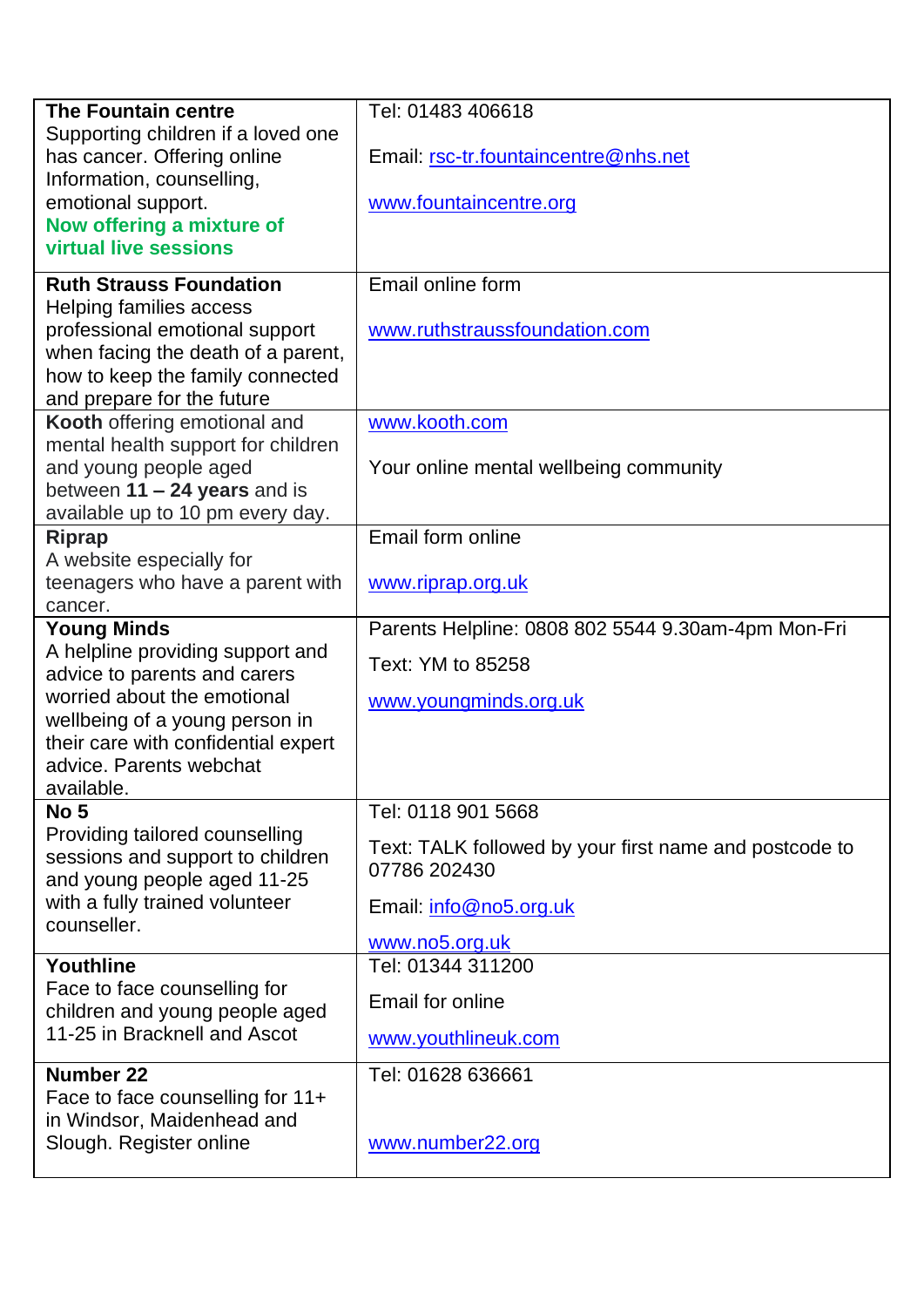| | |
|---|---|
| **The Fountain centre** Supporting children if a loved one has cancer. Offering online Information, counselling, emotional support. **Now offering a mixture of virtual live sessions** | Tel: 01483 406618<br><br>Email: rsc-tr.fountaincentre@nhs.net<br><br>www.fountaincentre.org |
| **Ruth Strauss Foundation** Helping families access professional emotional support when facing the death of a parent, how to keep the family connected and prepare for the future | Email online form<br><br>www.ruthstraussfoundation.com |
| **Kooth** offering emotional and mental health support for children and young people aged between **11 – 24 years** and is available up to 10 pm every day. | www.kooth.com<br><br>Your online mental wellbeing community |
| **Riprap** A website especially for teenagers who have a parent with cancer. | Email form online<br><br>www.riprap.org.uk |
| **Young Minds** A helpline providing support and advice to parents and carers worried about the emotional wellbeing of a young person in their care with confidential expert advice. Parents webchat available. | Parents Helpline: 0808 802 5544 9.30am-4pm Mon-Fri<br><br>Text: YM to 85258<br><br>www.youngminds.org.uk |
| **No 5** Providing tailored counselling sessions and support to children and young people aged 11-25 with a fully trained volunteer counseller. | Tel: 0118 901 5668<br><br>Text: TALK followed by your first name and postcode to 07786 202430<br><br>Email: info@no5.org.uk<br><br>www.no5.org.uk |
| **Youthline** Face to face counselling for children and young people aged 11-25 in Bracknell and Ascot | Tel: 01344 311200<br><br>Email for online<br><br>www.youthlineuk.com |
| **Number 22** Face to face counselling for 11+ in Windsor, Maidenhead and Slough. Register online | Tel: 01628 636661<br><br>www.number22.org |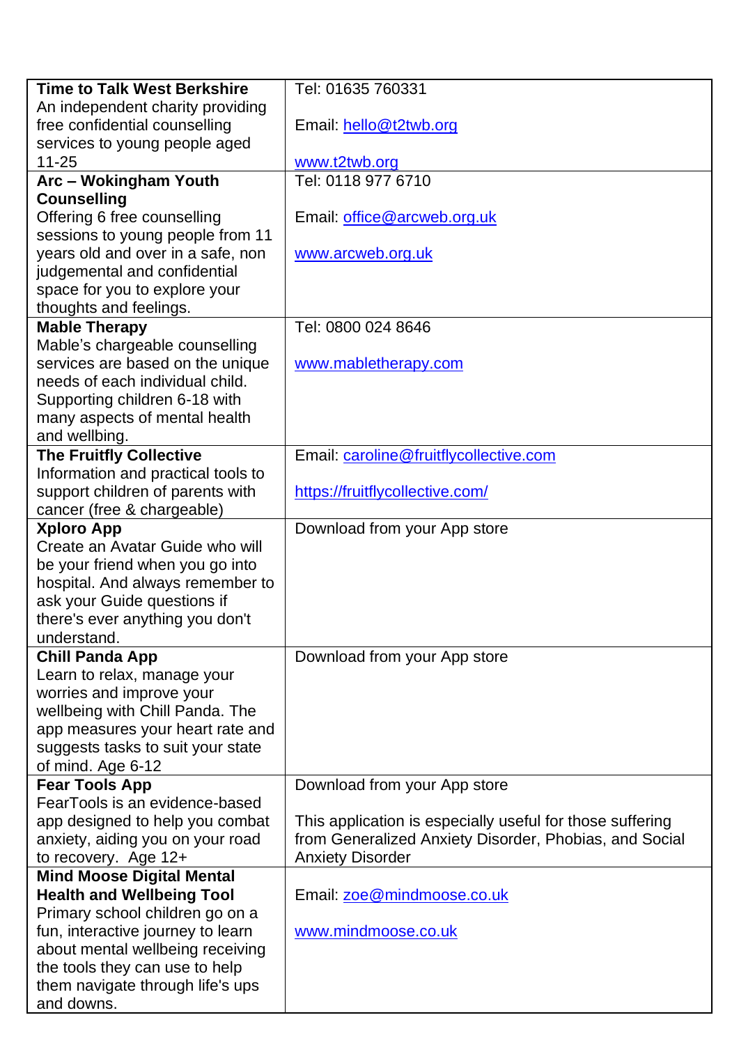| | |
|---|---|
| **Time to Talk West Berkshire**<br>An independent charity providing free confidential counselling services to young people aged 11-25 | Tel: 01635 760331<br><br>Email: hello@t2twb.org<br><br>www.t2twb.org |
| **Arc – Wokingham Youth Counselling**<br>Offering 6 free counselling sessions to young people from 11 years old and over in a safe, non judgemental and confidential space for you to explore your thoughts and feelings. | Tel: 0118 977 6710<br><br>Email: office@arcweb.org.uk<br><br>www.arcweb.org.uk |
| **Mable Therapy**<br>Mable's chargeable counselling services are based on the unique needs of each individual child. Supporting children 6-18 with many aspects of mental health and wellbing. | Tel: 0800 024 8646<br><br>www.mabletherapy.com |
| **The Fruitfly Collective**<br>Information and practical tools to support children of parents with cancer (free & chargeable) | Email: caroline@fruitflycollective.com<br><br>https://fruitflycollective.com/ |
| **Xploro App**<br>Create an Avatar Guide who will be your friend when you go into hospital. And always remember to ask your Guide questions if there's ever anything you don't understand. | Download from your App store |
| **Chill Panda App**<br>Learn to relax, manage your worries and improve your wellbeing with Chill Panda. The app measures your heart rate and suggests tasks to suit your state of mind. Age 6-12 | Download from your App store |
| **Fear Tools App**<br>FearTools is an evidence-based app designed to help you combat anxiety, aiding you on your road to recovery. Age 12+ | Download from your App store<br><br>This application is especially useful for those suffering from Generalized Anxiety Disorder, Phobias, and Social Anxiety Disorder |
| **Mind Moose Digital Mental Health and Wellbeing Tool**<br>Primary school children go on a fun, interactive journey to learn about mental wellbeing receiving the tools they can use to help them navigate through life's ups and downs. | Email: zoe@mindmoose.co.uk<br><br>www.mindmoose.co.uk |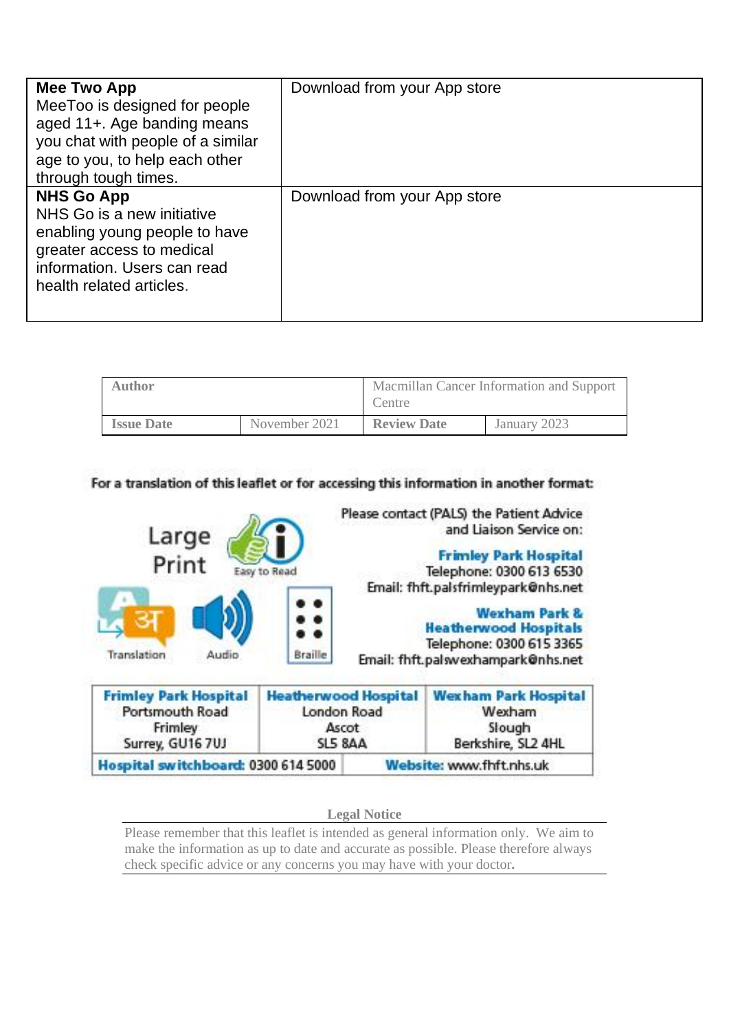| | |
|---|---|
| **Mee Two App**<br>MeeToo is designed for people aged 11+. Age banding means you chat with people of a similar age to you, to help each other through tough times. | Download from your App store |
| **NHS Go App**<br>NHS Go is a new initiative enabling young people to have greater access to medical information. Users can read health related articles. | Download from your App store |

| | | | |
|---|---|---|---|
| **Author** | | Macmillan Cancer Information and Support Centre | |
| **Issue Date** | November 2021 | **Review Date** | January 2023 |

**For a translation of this leaflet or for accessing this information in another format:**

Large Print | Easy to Read | Translation | Audio | Braille

Please contact (PALS) the Patient Advice and Liaison Service on:

**Frimley Park Hospital**
Telephone: 0300 613 6530
Email: fhft.palsfrimleypark@nhs.net

**Wexham Park & Heatherwood Hospitals**
Telephone: 0300 615 3365
Email: fhft.palswexhampark@nhs.net

| **Frimley Park Hospital** | **Heatherwood Hospital** | **Wexham Park Hospital** |
|---|---|---|
| Portsmouth Road<br>Frimley<br>Surrey, GU16 7UJ | London Road<br>Ascot<br>SL5 8AA | Wexham<br>Slough<br>Berkshire, SL2 4HL |
| **Hospital switchboard:** 0300 614 5000 | **Website:** www.fhft.nhs.uk | |

**Legal Notice**

Please remember that this leaflet is intended as general information only. We aim to make the information as up to date and accurate as possible. Please therefore always check specific advice or any concerns you may have with your doctor.